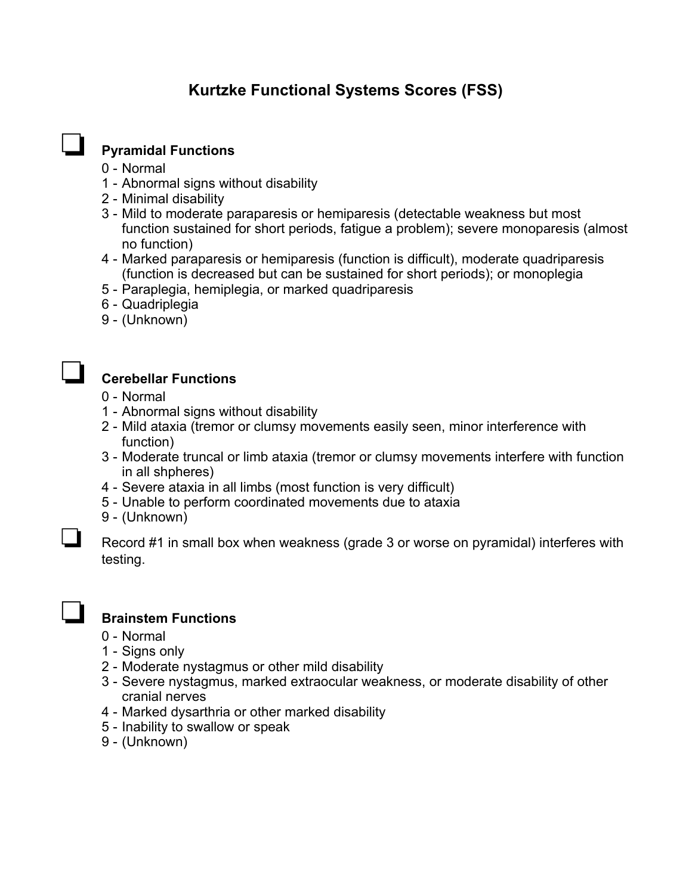# Kurtzke Functional Systems Scores (FSS)

❑ **Pyramidal Functions**

0 - Normal
1 - Abnormal signs without disability
2 - Minimal disability
3 - Mild to moderate paraparesis or hemiparesis (detectable weakness but most function sustained for short periods, fatigue a problem); severe monoparesis (almost no function)
4 - Marked paraparesis or hemiparesis (function is difficult), moderate quadriparesis (function is decreased but can be sustained for short periods); or monoplegia
5 - Paraplegia, hemiplegia, or marked quadriparesis
6 - Quadriplegia
9 - (Unknown)

❑ **Cerebellar Functions**

0 - Normal
1 - Abnormal signs without disability
2 - Mild ataxia (tremor or clumsy movements easily seen, minor interference with function)
3 - Moderate truncal or limb ataxia (tremor or clumsy movements interfere with function in all shpheres)
4 - Severe ataxia in all limbs (most function is very difficult)
5 - Unable to perform coordinated movements due to ataxia
9 - (Unknown)

❑ Record #1 in small box when weakness (grade 3 or worse on pyramidal) interferes with testing.

❑ **Brainstem Functions**

0 - Normal
1 - Signs only
2 - Moderate nystagmus or other mild disability
3 - Severe nystagmus, marked extraocular weakness, or moderate disability of other cranial nerves
4 - Marked dysarthria or other marked disability
5 - Inability to swallow or speak
9 - (Unknown)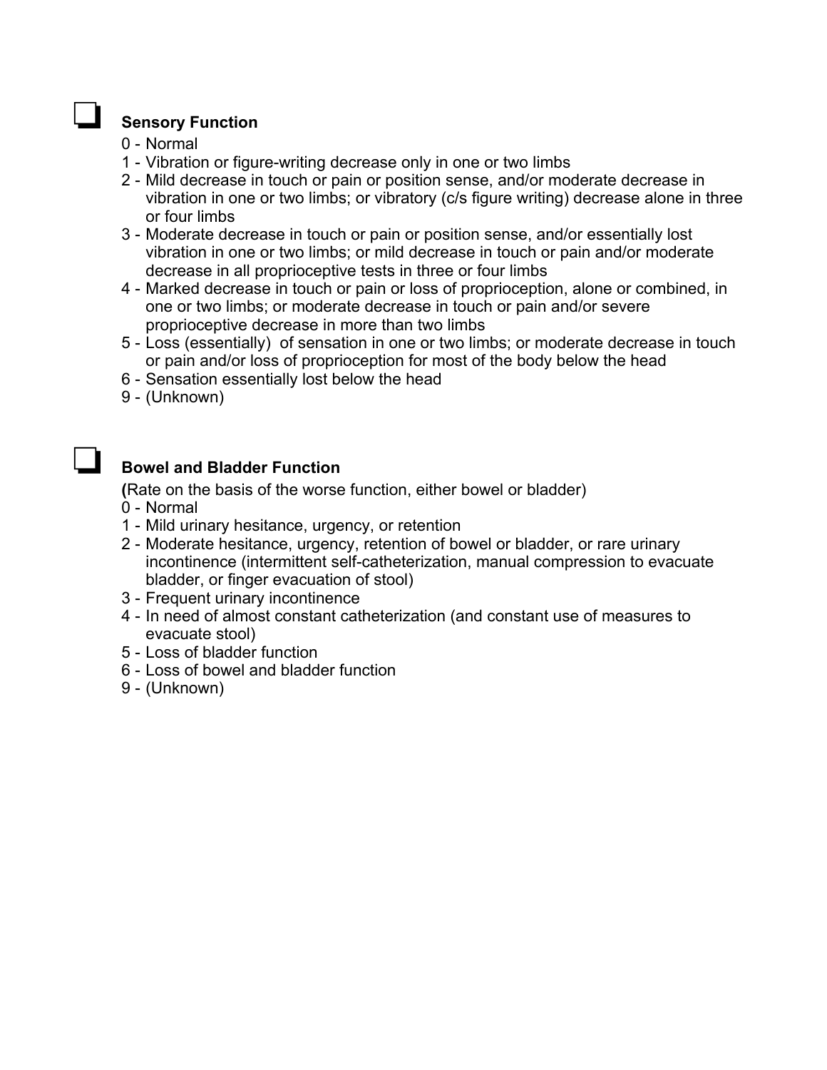❑ **Sensory Function**

0 - Normal
1 - Vibration or figure-writing decrease only in one or two limbs
2 - Mild decrease in touch or pain or position sense, and/or moderate decrease in vibration in one or two limbs; or vibratory (c/s figure writing) decrease alone in three or four limbs
3 - Moderate decrease in touch or pain or position sense, and/or essentially lost vibration in one or two limbs; or mild decrease in touch or pain and/or moderate decrease in all proprioceptive tests in three or four limbs
4 - Marked decrease in touch or pain or loss of proprioception, alone or combined, in one or two limbs; or moderate decrease in touch or pain and/or severe proprioceptive decrease in more than two limbs
5 - Loss (essentially) of sensation in one or two limbs; or moderate decrease in touch or pain and/or loss of proprioception for most of the body below the head
6 - Sensation essentially lost below the head
9 - (Unknown)

❑ **Bowel and Bladder Function**

**(**Rate on the basis of the worse function, either bowel or bladder)
0 - Normal
1 - Mild urinary hesitance, urgency, or retention
2 - Moderate hesitance, urgency, retention of bowel or bladder, or rare urinary incontinence (intermittent self-catheterization, manual compression to evacuate bladder, or finger evacuation of stool)
3 - Frequent urinary incontinence
4 - In need of almost constant catheterization (and constant use of measures to evacuate stool)
5 - Loss of bladder function
6 - Loss of bowel and bladder function
9 - (Unknown)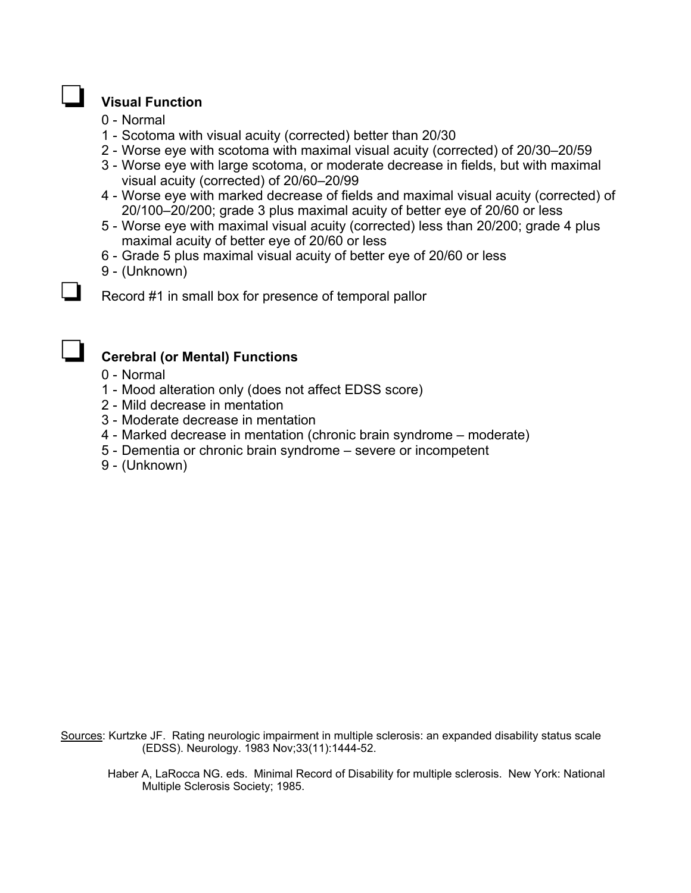❑ **Visual Function**

0 - Normal
1 - Scotoma with visual acuity (corrected) better than 20/30
2 - Worse eye with scotoma with maximal visual acuity (corrected) of 20/30–20/59
3 - Worse eye with large scotoma, or moderate decrease in fields, but with maximal visual acuity (corrected) of 20/60–20/99
4 - Worse eye with marked decrease of fields and maximal visual acuity (corrected) of 20/100–20/200; grade 3 plus maximal acuity of better eye of 20/60 or less
5 - Worse eye with maximal visual acuity (corrected) less than 20/200; grade 4 plus maximal acuity of better eye of 20/60 or less
6 - Grade 5 plus maximal visual acuity of better eye of 20/60 or less
9 - (Unknown)

❑ Record #1 in small box for presence of temporal pallor

❑ **Cerebral (or Mental) Functions**

0 - Normal
1 - Mood alteration only (does not affect EDSS score)
2 - Mild decrease in mentation
3 - Moderate decrease in mentation
4 - Marked decrease in mentation (chronic brain syndrome – moderate)
5 - Dementia or chronic brain syndrome – severe or incompetent
9 - (Unknown)

Sources: Kurtzke JF. Rating neurologic impairment in multiple sclerosis: an expanded disability status scale (EDSS). Neurology. 1983 Nov;33(11):1444-52.

Haber A, LaRocca NG. eds. Minimal Record of Disability for multiple sclerosis. New York: National Multiple Sclerosis Society; 1985.